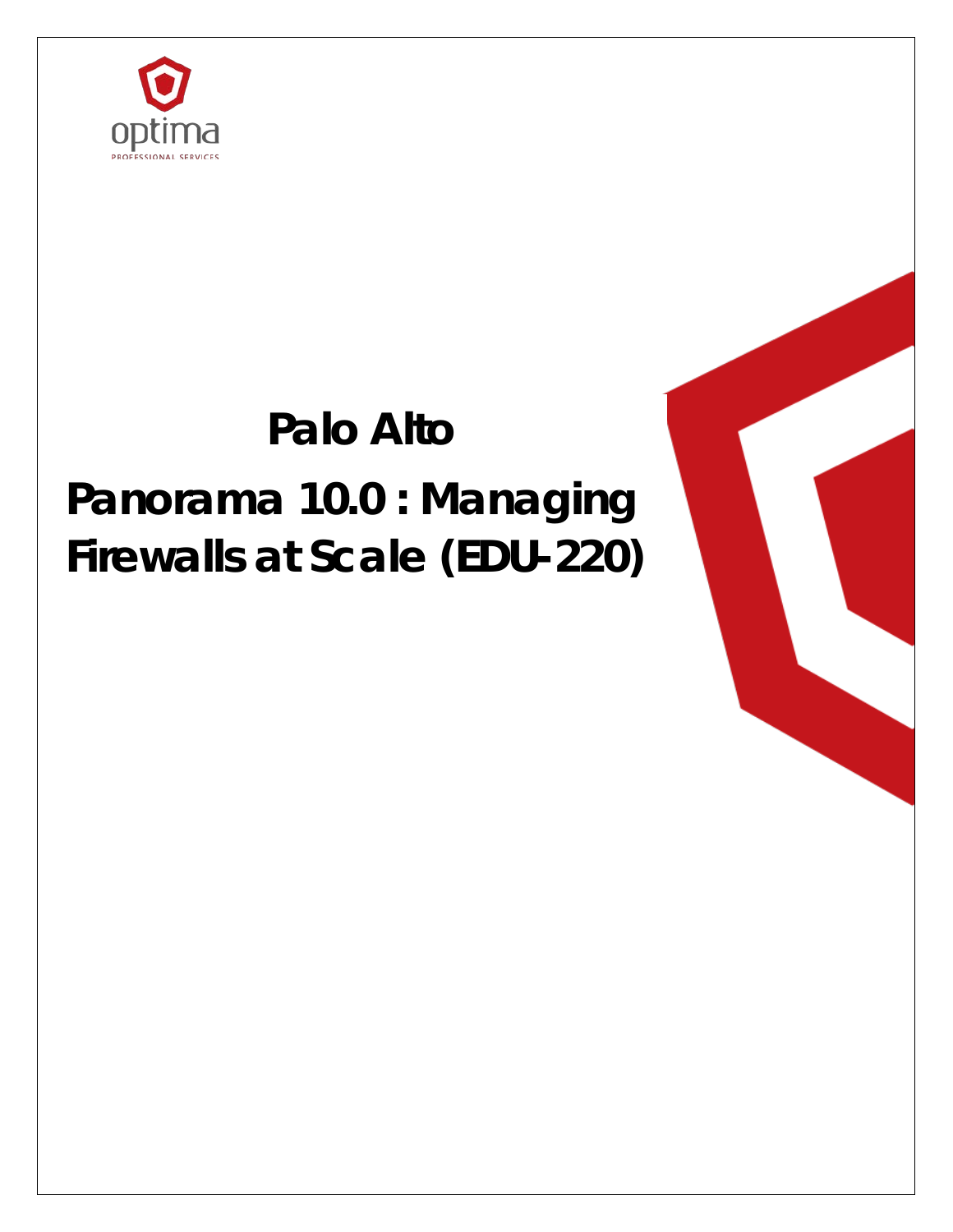optima

PROFESSIONAL SERVICES

# Palo Alto

# Panorama 10.0 : Managing Firewalls at Scale (EDU-220)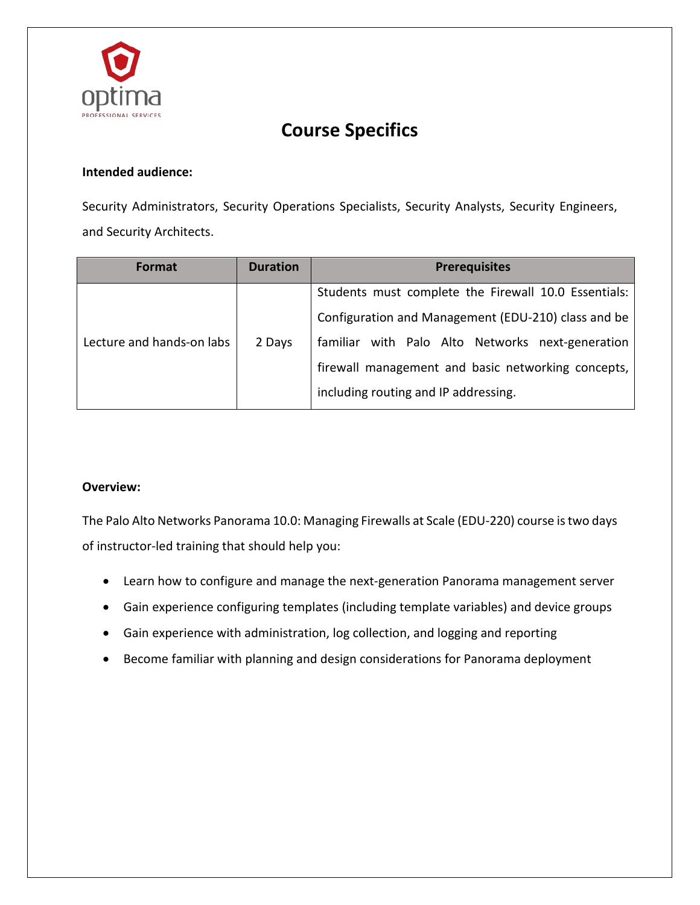# Course Specifics

**Intended audience:**

Security Administrators, Security Operations Specialists, Security Analysts, Security Engineers, and Security Architects.

| Format | Duration | Prerequisites |
|---|---|---|
| Lecture and hands-on labs | 2 Days | Students must complete the Firewall 10.0 Essentials: Configuration and Management (EDU-210) class and be familiar with Palo Alto Networks next-generation firewall management and basic networking concepts, including routing and IP addressing. |

**Overview:**

The Palo Alto Networks Panorama 10.0: Managing Firewalls at Scale (EDU-220) course is two days of instructor-led training that should help you:

- Learn how to configure and manage the next-generation Panorama management server
- Gain experience configuring templates (including template variables) and device groups
- Gain experience with administration, log collection, and logging and reporting
- Become familiar with planning and design considerations for Panorama deployment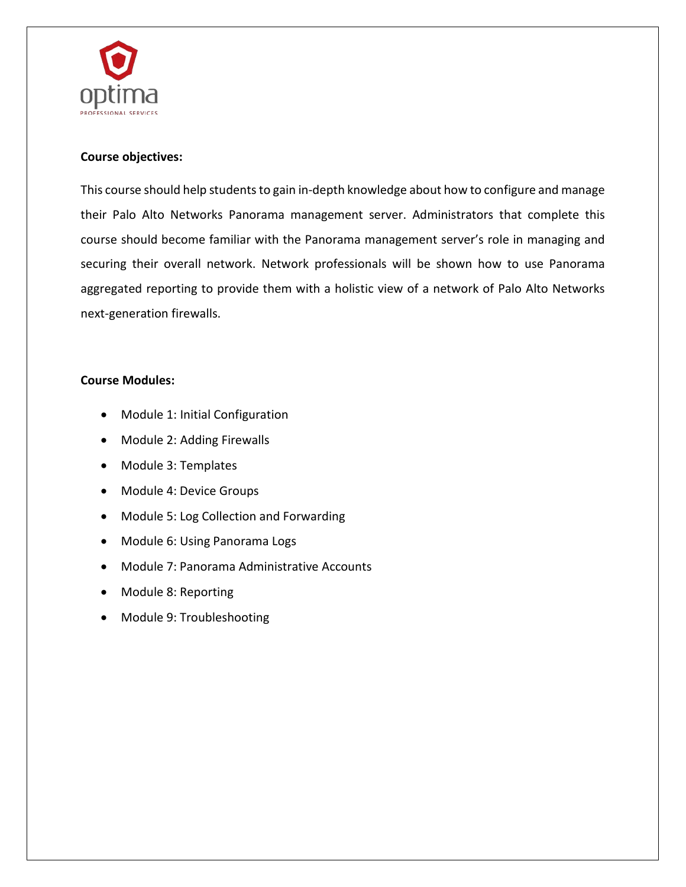**Course objectives:**

This course should help students to gain in-depth knowledge about how to configure and manage their Palo Alto Networks Panorama management server. Administrators that complete this course should become familiar with the Panorama management server's role in managing and securing their overall network. Network professionals will be shown how to use Panorama aggregated reporting to provide them with a holistic view of a network of Palo Alto Networks next-generation firewalls.

**Course Modules:**

- Module 1: Initial Configuration
- Module 2: Adding Firewalls
- Module 3: Templates
- Module 4: Device Groups
- Module 5: Log Collection and Forwarding
- Module 6: Using Panorama Logs
- Module 7: Panorama Administrative Accounts
- Module 8: Reporting
- Module 9: Troubleshooting